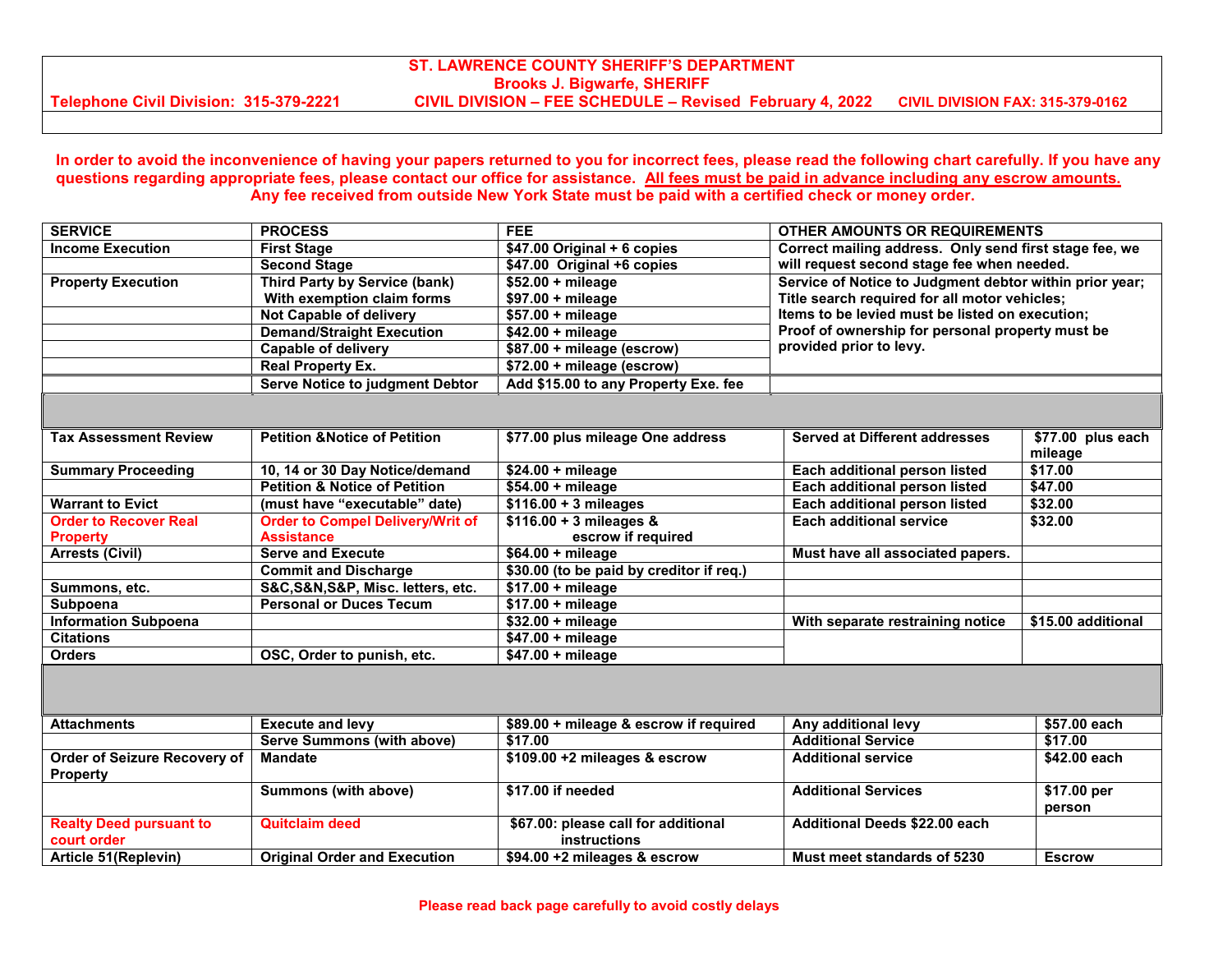# ST. LAWRENCE COUNTY SHERIFF'S DEPARTMENT

## Brooks J. Bigwarfe, SHERIFF

**Telephone Civil Division: 315-379-2221** — **CIVIL DIVISION – FEE SCHEDULE – Revised February 4, 2022** — **CIVIL DIVISION FAX: 315-379-0162**

**In order to avoid the inconvenience of having your papers returned to you for incorrect fees, please read the following chart carefully. If you have any questions regarding appropriate fees, please contact our office for assistance. <u>All fees must be paid in advance including any escrow amounts.</u> Any fee received from outside New York State must be paid with a certified check or money order.**

| SERVICE | PROCESS | FEE | OTHER AMOUNTS OR REQUIREMENTS |
|---|---|---|---|
| Income Execution | First Stage | $47.00 Original + 6 copies | Correct mailing address. Only send first stage fee, we will request second stage fee when needed. |
| | Second Stage | $47.00 Original +6 copies | |
| Property Execution | Third Party by Service (bank) | $52.00 + mileage | Service of Notice to Judgment debtor within prior year; Title search required for all motor vehicles; Items to be levied must be listed on execution; Proof of ownership for personal property must be provided prior to levy. |
| | With exemption claim forms | $97.00 + mileage | |
| | Not Capable of delivery | $57.00 + mileage | |
| | Demand/Straight Execution | $42.00 + mileage | |
| | Capable of delivery | $87.00 + mileage (escrow) | |
| | Real Property Ex. | $72.00 + mileage (escrow) | |
| | Serve Notice to judgment Debtor | Add $15.00 to any Property Exe. fee | |

| SERVICE | PROCESS | FEE | OTHER | AMOUNT |
|---|---|---|---|---|
| Tax Assessment Review | Petition &Notice of Petition | $77.00 plus mileage One address | Served at Different addresses | $77.00 plus each mileage |
| Summary Proceeding | 10, 14 or 30 Day Notice/demand | $24.00 + mileage | Each additional person listed | $17.00 |
| | Petition & Notice of Petition | $54.00 + mileage | Each additional person listed | $47.00 |
| Warrant to Evict | (must have "executable" date) | $116.00 + 3 mileages | Each additional person listed | $32.00 |
| Order to Recover Real Property | Order to Compel Delivery/Writ of Assistance | $116.00 + 3 mileages & escrow if required | Each additional service | $32.00 |
| Arrests (Civil) | Serve and Execute | $64.00 + mileage | Must have all associated papers. | |
| | Commit and Discharge | $30.00 (to be paid by creditor if req.) | | |
| Summons, etc. | S&C,S&N,S&P, Misc. letters, etc. | $17.00 + mileage | | |
| Subpoena | Personal or Duces Tecum | $17.00 + mileage | | |
| Information Subpoena | | $32.00 + mileage | With separate restraining notice | $15.00 additional |
| Citations | | $47.00 + mileage | | |
| Orders | OSC, Order to punish, etc. | $47.00 + mileage | | |

| SERVICE | PROCESS | FEE | OTHER | AMOUNT |
|---|---|---|---|---|
| Attachments | Execute and levy | $89.00 + mileage & escrow if required | Any additional levy | $57.00 each |
| | Serve Summons (with above) | $17.00 | Additional Service | $17.00 |
| Order of Seizure Recovery of Property | Mandate | $109.00 +2 mileages & escrow | Additional service | $42.00 each |
| | Summons (with above) | $17.00 if needed | Additional Services | $17.00 per person |
| Realty Deed pursuant to court order | Quitclaim deed | $67.00: please call for additional instructions | Additional Deeds $22.00 each | |
| Article 51(Replevin) | Original Order and Execution | $94.00 +2 mileages & escrow | Must meet standards of 5230 | Escrow |

**Please read back page carefully to avoid costly delays**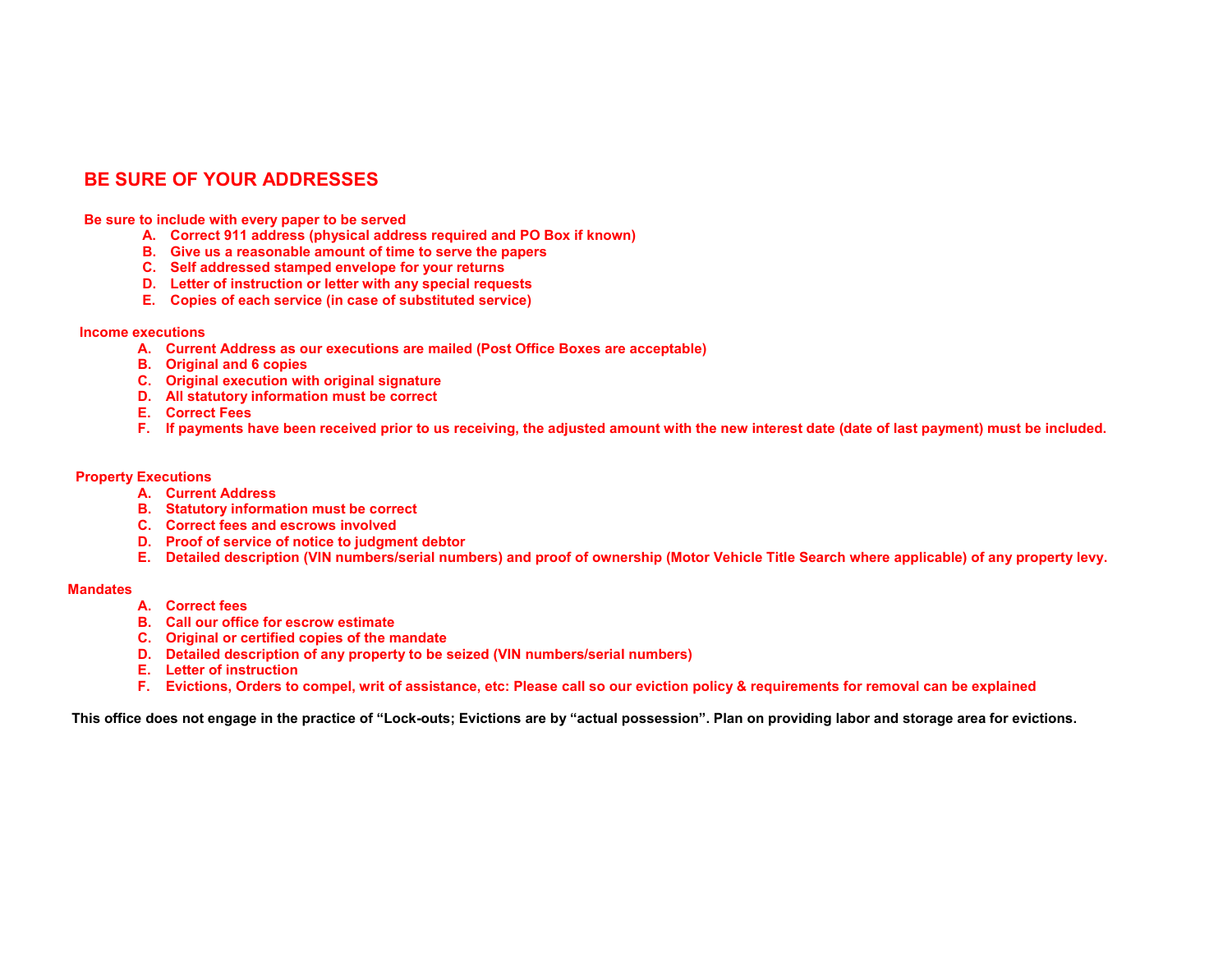## BE SURE OF YOUR ADDRESSES

**Be sure to include with every paper to be served**

A. **Correct 911 address (physical address required and PO Box if known)**
B. **Give us a reasonable amount of time to serve the papers**
C. **Self addressed stamped envelope for your returns**
D. **Letter of instruction or letter with any special requests**
E. **Copies of each service (in case of substituted service)**

**Income executions**

A. **Current Address as our executions are mailed (Post Office Boxes are acceptable)**
B. **Original and 6 copies**
C. **Original execution with original signature**
D. **All statutory information must be correct**
E. **Correct Fees**
F. **If payments have been received prior to us receiving, the adjusted amount with the new interest date (date of last payment) must be included.**

**Property Executions**

A. **Current Address**
B. **Statutory information must be correct**
C. **Correct fees and escrows involved**
D. **Proof of service of notice to judgment debtor**
E. **Detailed description (VIN numbers/serial numbers) and proof of ownership (Motor Vehicle Title Search where applicable) of any property levy.**

**Mandates**

A. **Correct fees**
B. **Call our office for escrow estimate**
C. **Original or certified copies of the mandate**
D. **Detailed description of any property to be seized (VIN numbers/serial numbers)**
E. **Letter of instruction**
F. **Evictions, Orders to compel, writ of assistance, etc: Please call so our eviction policy & requirements for removal can be explained**

**This office does not engage in the practice of "Lock-outs; Evictions are by "actual possession". Plan on providing labor and storage area for evictions.**